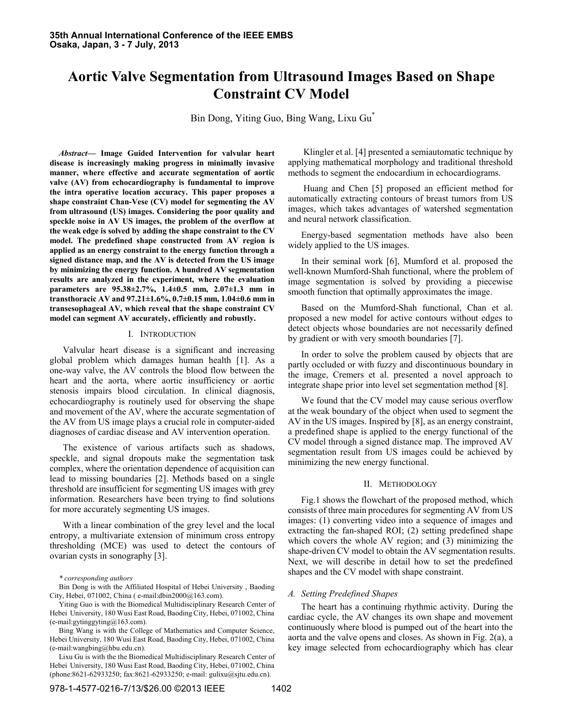# Aortic Valve Segmentation from Ultrasound Images Based on Shape Constraint CV Model

Bin Dong, Yiting Guo, Bing Wang, Lixu Gu*

***Abstract*— Image Guided Intervention for valvular heart disease is increasingly making progress in minimally invasive manner, where effective and accurate segmentation of aortic valve (AV) from echocardiography is fundamental to improve the intra operative location accuracy. This paper proposes a shape constraint Chan-Vese (CV) model for segmenting the AV from ultrasound (US) images. Considering the poor quality and speckle noise in AV US images, the problem of the overflow at the weak edge is solved by adding the shape constraint to the CV model. The predefined shape constructed from AV region is applied as an energy constraint to the energy function through a signed distance map, and the AV is detected from the US image by minimizing the energy function. A hundred AV segmentation results are analyzed in the experiment, where the evaluation parameters are 95.38±2.7%, 1.4±0.5 mm, 2.07±1.3 mm in transthoracic AV and 97.21±1.6%, 0.7±0.15 mm, 1.04±0.6 mm in transesophageal AV, which reveal that the shape constraint CV model can segment AV accurately, efficiently and robustly.**

## I. Introduction

Valvular heart disease is a significant and increasing global problem which damages human health [1]. As a one-way valve, the AV controls the blood flow between the heart and the aorta, where aortic insufficiency or aortic stenosis impairs blood circulation. In clinical diagnosis, echocardiography is routinely used for observing the shape and movement of the AV, where the accurate segmentation of the AV from US image plays a crucial role in computer-aided diagnoses of cardiac disease and AV intervention operation.

The existence of various artifacts such as shadows, speckle, and signal dropouts make the segmentation task complex, where the orientation dependence of acquisition can lead to missing boundaries [2]. Methods based on a single threshold are insufficient for segmenting US images with grey information. Researchers have been trying to find solutions for more accurately segmenting US images.

With a linear combination of the grey level and the local entropy, a multivariate extension of minimum cross entropy thresholding (MCE) was used to detect the contours of ovarian cysts in sonography [3].

Klingler et al. [4] presented a semiautomatic technique by applying mathematical morphology and traditional threshold methods to segment the endocardium in echocardiograms.

Huang and Chen [5] proposed an efficient method for automatically extracting contours of breast tumors from US images, which takes advantages of watershed segmentation and neural network classification.

Energy-based segmentation methods have also been widely applied to the US images.

In their seminal work [6], Mumford et al. proposed the well-known Mumford-Shah functional, where the problem of image segmentation is solved by providing a piecewise smooth function that optimally approximates the image.

Based on the Mumford-Shah functional, Chan et al. proposed a new model for active contours without edges to detect objects whose boundaries are not necessarily defined by gradient or with very smooth boundaries [7].

In order to solve the problem caused by objects that are partly occluded or with fuzzy and discontinuous boundary in the image, Cremers et al. presented a novel approach to integrate shape prior into level set segmentation method [8].

We found that the CV model may cause serious overflow at the weak boundary of the object when used to segment the AV in the US images. Inspired by [8], as an energy constraint, a predefined shape is applied to the energy functional of the CV model through a signed distance map. The improved AV segmentation result from US images could be achieved by minimizing the new energy functional.

## II. Methodology

Fig.1 shows the flowchart of the proposed method, which consists of three main procedures for segmenting AV from US images: (1) converting video into a sequence of images and extracting the fan-shaped ROI; (2) setting predefined shape which covers the whole AV region; and (3) minimizing the shape-driven CV model to obtain the AV segmentation results. Next, we will describe in detail how to set the predefined shapes and the CV model with shape constraint.

### *A. Setting Predefined Shapes*

The heart has a continuing rhythmic activity. During the cardiac cycle, the AV changes its own shape and movement continuously where blood is pumped out of the heart into the aorta and the valve opens and closes. As shown in Fig. 2(a), a key image selected from echocardiography which has clear

---

*\* corresponding authors*

Bin Dong is with the Affiliated Hospital of Hebei University , Baoding City, Hebei, 071002, China ( e-mail:dbin2000@163.com).

Yiting Guo is with the Biomedical Multidisciplinary Research Center of Hebei University, 180 Wusi East Road, Baoding City, Hebei, 071002, China (e-mail:gytinggyting@163.com).

Bing Wang is with the College of Mathematics and Computer Science, Hebei University, 180 Wusi East Road, Baoding City, Hebei, 071002, China (e-mail:wangbing@hbu.edu.cn).

Lixu Gu is with the the Biomedical Multidisciplinary Research Center of Hebei University, 180 Wusi East Road, Baoding City, Hebei, 071002, China (phone:8621-62933250; fax:8621-62933250; e-mail: gulixu@sjtu.edu.cn).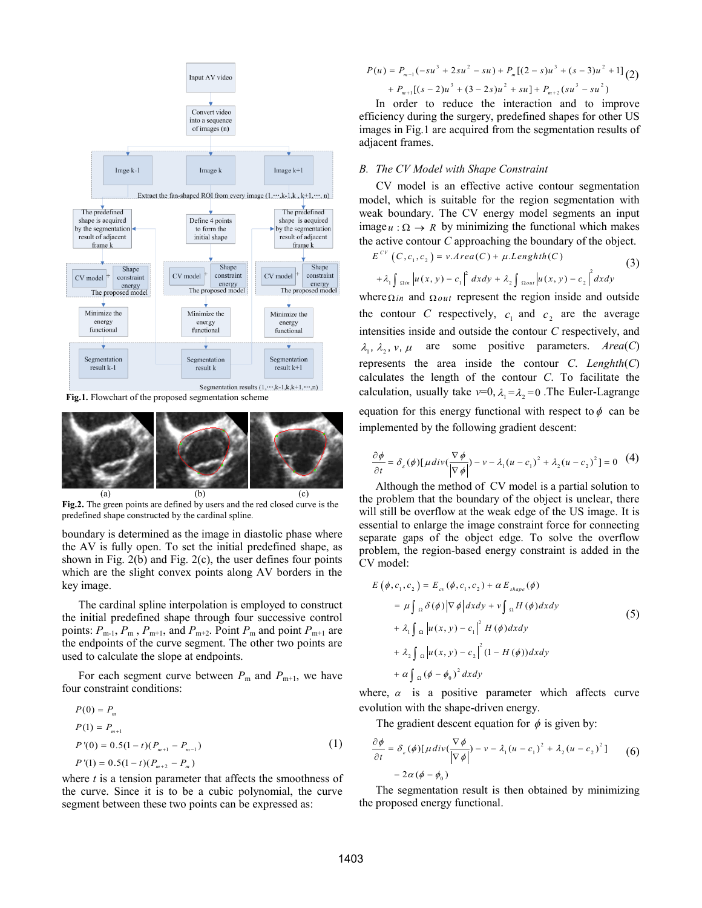Fig.1. Flowchart of the proposed segmentation scheme

Fig.2. The green points are defined by users and the red closed curve is the predefined shape constructed by the cardinal spline.

boundary is determined as the image in diastolic phase where the AV is fully open. To set the initial predefined shape, as shown in Fig. 2(b) and Fig. 2(c), the user defines four points which are the slight convex points along AV borders in the key image.

The cardinal spline interpolation is employed to construct the initial predefined shape through four successive control points: $P_{m-1}$, $P_m$, $P_{m+1}$, and $P_{m+2}$. Point $P_m$ and point $P_{m+1}$ are the endpoints of the curve segment. The other two points are used to calculate the slope at endpoints.

For each segment curve between $P_m$ and $P_{m+1}$, we have four constraint conditions:

$$
\begin{aligned}
&P(0) = P_m \\
&P(1) = P_{m+1} \\
&P'(0) = 0.5(1-t)(P_{m+1} - P_{m-1}) \\
&P'(1) = 0.5(1-t)(P_{m+2} - P_m)
\end{aligned}
\tag{1}
$$

where $t$ is a tension parameter that affects the smoothness of the curve. Since it is to be a cubic polynomial, the curve segment between these two points can be expressed as:

$$
\begin{aligned}
P(u) = {} & P_{m-1}(-su^3 + 2su^2 - su) + P_m[(2-s)u^3 + (s-3)u^2 + 1] \\
& + P_{m+1}[(s-2)u^3 + (3-2s)u^2 + su] + P_{m+2}(su^3 - su^2)
\end{aligned}
\tag{2}
$$

In order to reduce the interaction and to improve efficiency during the surgery, predefined shapes for other US images in Fig.1 are acquired from the segmentation results of adjacent frames.

### B. The CV Model with Shape Constraint

CV model is an effective active contour segmentation model, which is suitable for the region segmentation with weak boundary. The CV energy model segments an input image $u : \Omega \to R$ by minimizing the functional which makes the active contour $C$ approaching the boundary of the object.

$$
\begin{aligned}
E^{CV}(C, c_1, c_2) = {} & v.Area(C) + \mu.Lenghth(C) \\
& + \lambda_1 \int_{\Omega in} |u(x,y) - c_1|^2 \, dxdy + \lambda_2 \int_{\Omega out} |u(x,y) - c_2|^2 \, dxdy
\end{aligned}
\tag{3}
$$

where $\Omega in$ and $\Omega out$ represent the region inside and outside the contour $C$ respectively, $c_1$ and $c_2$ are the average intensities inside and outside the contour $C$ respectively, and $\lambda_1, \lambda_2, v, \mu$ are some positive parameters. $Area(C)$ represents the area inside the contour $C$. $Length(C)$ calculates the length of the contour $C$. To facilitate the calculation, usually take $v$=0, $\lambda_1 = \lambda_2 = 0$ .The Euler-Lagrange equation for this energy functional with respect to $\phi$ can be implemented by the following gradient descent:

$$
\frac{\partial \phi}{\partial t} = \delta_\varepsilon(\phi)[\mu \, div(\frac{\nabla \phi}{|\nabla \phi|}) - v - \lambda_1 (u - c_1)^2 + \lambda_2 (u - c_2)^2] = 0 \tag{4}
$$

Although the method of CV model is a partial solution to the problem that the boundary of the object is unclear, there will still be overflow at the weak edge of the US image. It is essential to enlarge the image constraint force for connecting separate gaps of the object edge. To solve the overflow problem, the region-based energy constraint is added in the CV model:

$$
\begin{aligned}
E(\phi, c_1, c_2) &= E_{cv}(\phi, c_1, c_2) + \alpha E_{shape}(\phi) \\
&= \mu \int_\Omega \delta(\phi) |\nabla \phi| dxdy + v \int_\Omega H(\phi) dxdy \\
&+ \lambda_1 \int_\Omega |u(x,y) - c_1|^2 \, H(\phi) dxdy \\
&+ \lambda_2 \int_\Omega |u(x,y) - c_2|^2 (1 - H(\phi)) dxdy \\
&+ \alpha \int_\Omega (\phi - \phi_0)^2 \, dxdy
\end{aligned}
\tag{5}
$$

where, $\alpha$ is a positive parameter which affects curve evolution with the shape-driven energy.

The gradient descent equation for $\phi$ is given by:

$$
\begin{aligned}
\frac{\partial \phi}{\partial t} = {} & \delta_\varepsilon(\phi)[\mu \, div(\frac{\nabla \phi}{|\nabla \phi|}) - v - \lambda_1 (u - c_1)^2 + \lambda_2 (u - c_2)^2] \\
& - 2\alpha(\phi - \phi_0)
\end{aligned}
\tag{6}
$$

The segmentation result is then obtained by minimizing the proposed energy functional.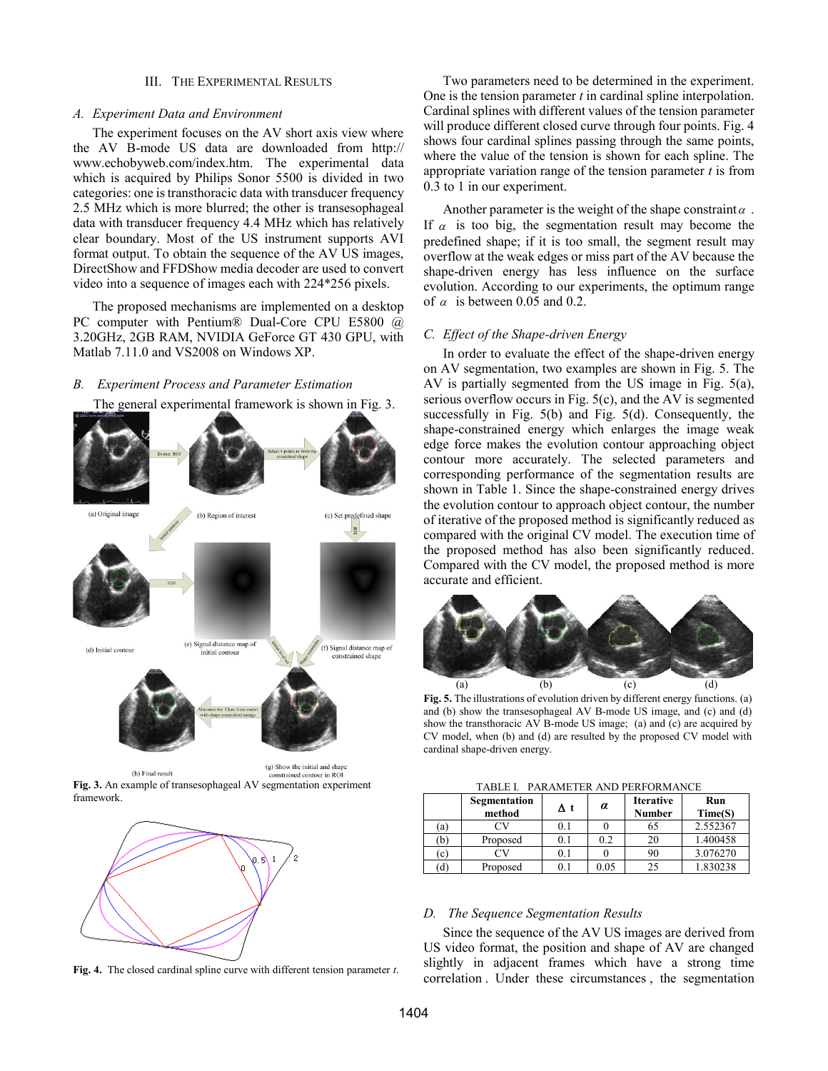## III. THE EXPERIMENTAL RESULTS

### *A. Experiment Data and Environment*

The experiment focuses on the AV short axis view where the AV B-mode US data are downloaded from http:// www.echobyweb.com/index.htm. The experimental data which is acquired by Philips Sonor 5500 is divided in two categories: one is transthoracic data with transducer frequency 2.5 MHz which is more blurred; the other is transesophageal data with transducer frequency 4.4 MHz which has relatively clear boundary. Most of the US instrument supports AVI format output. To obtain the sequence of the AV US images, DirectShow and FFDShow media decoder are used to convert video into a sequence of images each with 224*256 pixels.

The proposed mechanisms are implemented on a desktop PC computer with Pentium® Dual-Core CPU E5800 @ 3.20GHz, 2GB RAM, NVIDIA GeForce GT 430 GPU, with Matlab 7.11.0 and VS2008 on Windows XP.

### *B. Experiment Process and Parameter Estimation*

The general experimental framework is shown in Fig. 3.

**Fig. 3.** An example of transesophageal AV segmentation experiment framework.

**Fig. 4.** The closed cardinal spline curve with different tension parameter *t*.

Two parameters need to be determined in the experiment. One is the tension parameter *t* in cardinal spline interpolation. Cardinal splines with different values of the tension parameter will produce different closed curve through four points. Fig. 4 shows four cardinal splines passing through the same points, where the value of the tension is shown for each spline. The appropriate variation range of the tension parameter *t* is from 0.3 to 1 in our experiment.

Another parameter is the weight of the shape constraint $\alpha$. If $\alpha$ is too big, the segmentation result may become the predefined shape; if it is too small, the segment result may overflow at the weak edges or miss part of the AV because the shape-driven energy has less influence on the surface evolution. According to our experiments, the optimum range of $\alpha$ is between 0.05 and 0.2.

### *C. Effect of the Shape-driven Energy*

In order to evaluate the effect of the shape-driven energy on AV segmentation, two examples are shown in Fig. 5. The AV is partially segmented from the US image in Fig. 5(a), serious overflow occurs in Fig. 5(c), and the AV is segmented successfully in Fig. 5(b) and Fig. 5(d). Consequently, the shape-constrained energy which enlarges the image weak edge force makes the evolution contour approaching object contour more accurately. The selected parameters and corresponding performance of the segmentation results are shown in Table 1. Since the shape-constrained energy drives the evolution contour to approach object contour, the number of iterative of the proposed method is significantly reduced as compared with the original CV model. The execution time of the proposed method has also been significantly reduced. Compared with the CV model, the proposed method is more accurate and efficient.

**Fig. 5.** The illustrations of evolution driven by different energy functions. (a) and (b) show the transesophageal AV B-mode US image, and (c) and (d) show the transthoracic AV B-mode US image; (a) and (c) are acquired by CV model, when (b) and (d) are resulted by the proposed CV model with cardinal shape-driven energy.

TABLE I. PARAMETER AND PERFORMANCE

| | Segmentation method | $\Delta t$ | $\alpha$ | Iterative Number | Run Time(S) |
|---|---|---|---|---|---|
| (a) | CV | 0.1 | 0 | 65 | 2.552367 |
| (b) | Proposed | 0.1 | 0.2 | 20 | 1.400458 |
| (c) | CV | 0.1 | 0 | 90 | 3.076270 |
| (d) | Proposed | 0.1 | 0.05 | 25 | 1.830238 |

### *D. The Sequence Segmentation Results*

Since the sequence of the AV US images are derived from US video format, the position and shape of AV are changed slightly in adjacent frames which have a strong time correlation . Under these circumstances , the segmentation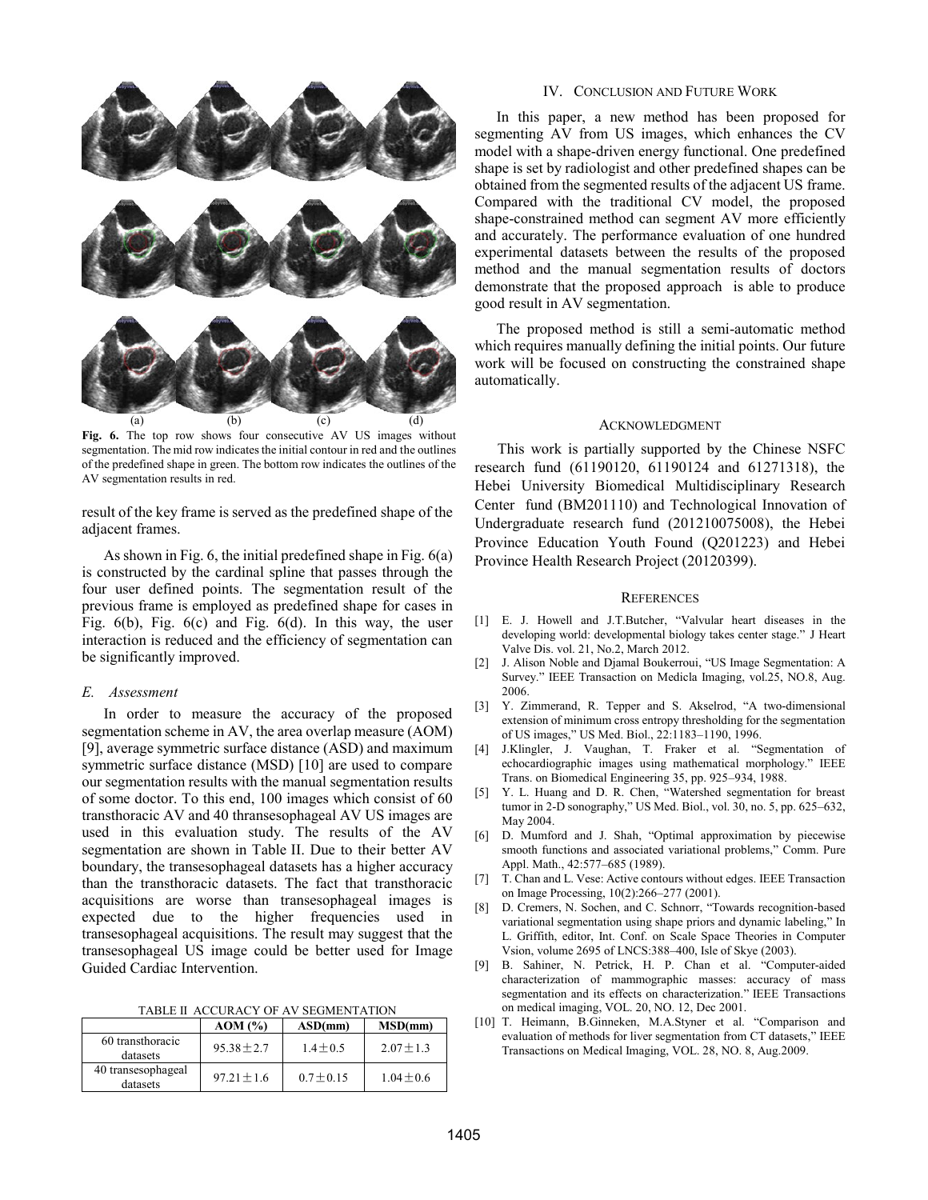(a) (b) (c) (d)

**Fig. 6.** The top row shows four consecutive AV US images without segmentation. The mid row indicates the initial contour in red and the outlines of the predefined shape in green. The bottom row indicates the outlines of the AV segmentation results in red.

result of the key frame is served as the predefined shape of the adjacent frames.

As shown in Fig. 6, the initial predefined shape in Fig. 6(a) is constructed by the cardinal spline that passes through the four user defined points. The segmentation result of the previous frame is employed as predefined shape for cases in Fig. 6(b), Fig. 6(c) and Fig. 6(d). In this way, the user interaction is reduced and the efficiency of segmentation can be significantly improved.

### *E. Assessment*

In order to measure the accuracy of the proposed segmentation scheme in AV, the area overlap measure (AOM) [9], average symmetric surface distance (ASD) and maximum symmetric surface distance (MSD) [10] are used to compare our segmentation results with the manual segmentation results of some doctor. To this end, 100 images which consist of 60 transthoracic AV and 40 thransesophageal AV US images are used in this evaluation study. The results of the AV segmentation are shown in Table II. Due to their better AV boundary, the transesophageal datasets has a higher accuracy than the transthoracic datasets. The fact that transthoracic acquisitions are worse than transesophageal images is expected due to the higher frequencies used in transesophageal acquisitions. The result may suggest that the transesophageal US image could be better used for Image Guided Cardiac Intervention.

TABLE II ACCURACY OF AV SEGMENTATION

| | AOM (%) | ASD(mm) | MSD(mm) |
|---|---|---|---|
| 60 transthoracic datasets | $95.38 \pm 2.7$ | $1.4 \pm 0.5$ | $2.07 \pm 1.3$ |
| 40 transesophageal datasets | $97.21 \pm 1.6$ | $0.7 \pm 0.15$ | $1.04 \pm 0.6$ |

## IV. Conclusion and Future Work

In this paper, a new method has been proposed for segmenting AV from US images, which enhances the CV model with a shape-driven energy functional. One predefined shape is set by radiologist and other predefined shapes can be obtained from the segmented results of the adjacent US frame. Compared with the traditional CV model, the proposed shape-constrained method can segment AV more efficiently and accurately. The performance evaluation of one hundred experimental datasets between the results of the proposed method and the manual segmentation results of doctors demonstrate that the proposed approach is able to produce good result in AV segmentation.

The proposed method is still a semi-automatic method which requires manually defining the initial points. Our future work will be focused on constructing the constrained shape automatically.

## Acknowledgment

This work is partially supported by the Chinese NSFC research fund (61190120, 61190124 and 61271318), the Hebei University Biomedical Multidisciplinary Research Center fund (BM201110) and Technological Innovation of Undergraduate research fund (201210075008), the Hebei Province Education Youth Found (Q201223) and Hebei Province Health Research Project (20120399).

## References

[1] E. J. Howell and J.T.Butcher, "Valvular heart diseases in the developing world: developmental biology takes center stage." J Heart Valve Dis. vol. 21, No.2, March 2012.

[2] J. Alison Noble and Djamal Boukerroui, "US Image Segmentation: A Survey." IEEE Transaction on Medicla Imaging, vol.25, NO.8, Aug. 2006.

[3] Y. Zimmerand, R. Tepper and S. Akselrod, "A two-dimensional extension of minimum cross entropy thresholding for the segmentation of US images," US Med. Biol., 22:1183–1190, 1996.

[4] J.Klingler, J. Vaughan, T. Fraker et al. "Segmentation of echocardiographic images using mathematical morphology." IEEE Trans. on Biomedical Engineering 35, pp. 925–934, 1988.

[5] Y. L. Huang and D. R. Chen, "Watershed segmentation for breast tumor in 2-D sonography," US Med. Biol., vol. 30, no. 5, pp. 625–632, May 2004.

[6] D. Mumford and J. Shah, "Optimal approximation by piecewise smooth functions and associated variational problems," Comm. Pure Appl. Math., 42:577–685 (1989).

[7] T. Chan and L. Vese: Active contours without edges. IEEE Transaction on Image Processing, 10(2):266–277 (2001).

[8] D. Cremers, N. Sochen, and C. Schnorr, "Towards recognition-based variational segmentation using shape priors and dynamic labeling," In L. Griffith, editor, Int. Conf. on Scale Space Theories in Computer Vsion, volume 2695 of LNCS:388–400, Isle of Skye (2003).

[9] B. Sahiner, N. Petrick, H. P. Chan et al. "Computer-aided characterization of mammographic masses: accuracy of mass segmentation and its effects on characterization." IEEE Transactions on medical imaging, VOL. 20, NO. 12, Dec 2001.

[10] T. Heimann, B.Ginneken, M.A.Styner et al. "Comparison and evaluation of methods for liver segmentation from CT datasets," IEEE Transactions on Medical Imaging, VOL. 28, NO. 8, Aug.2009.